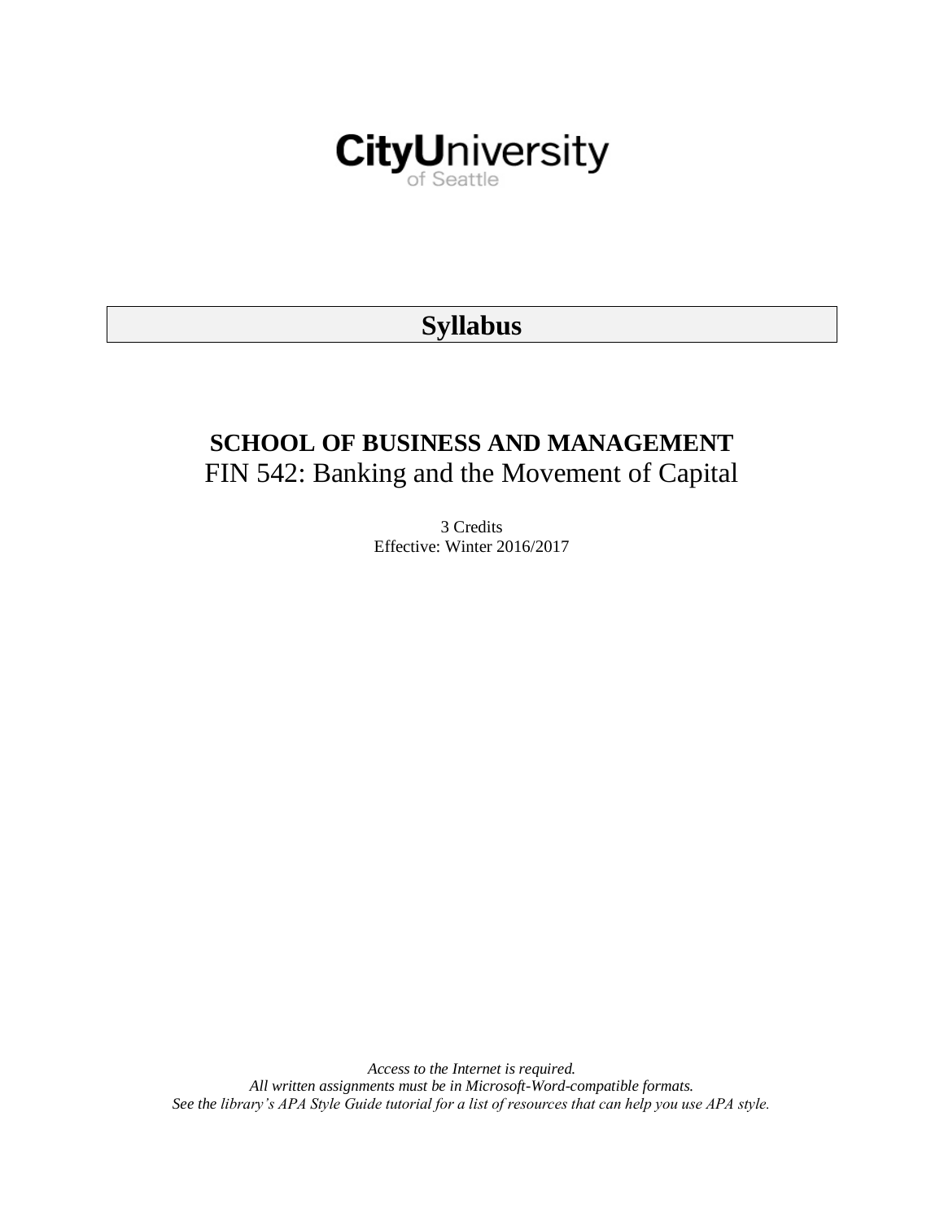CityUniversity of Seattle

# Syllabus

## SCHOOL OF BUSINESS AND MANAGEMENT

FIN 542: Banking and the Movement of Capital

3 Credits
Effective: Winter 2016/2017

*Access to the Internet is required.*
*All written assignments must be in Microsoft-Word-compatible formats.*
*See the library's APA Style Guide tutorial for a list of resources that can help you use APA style.*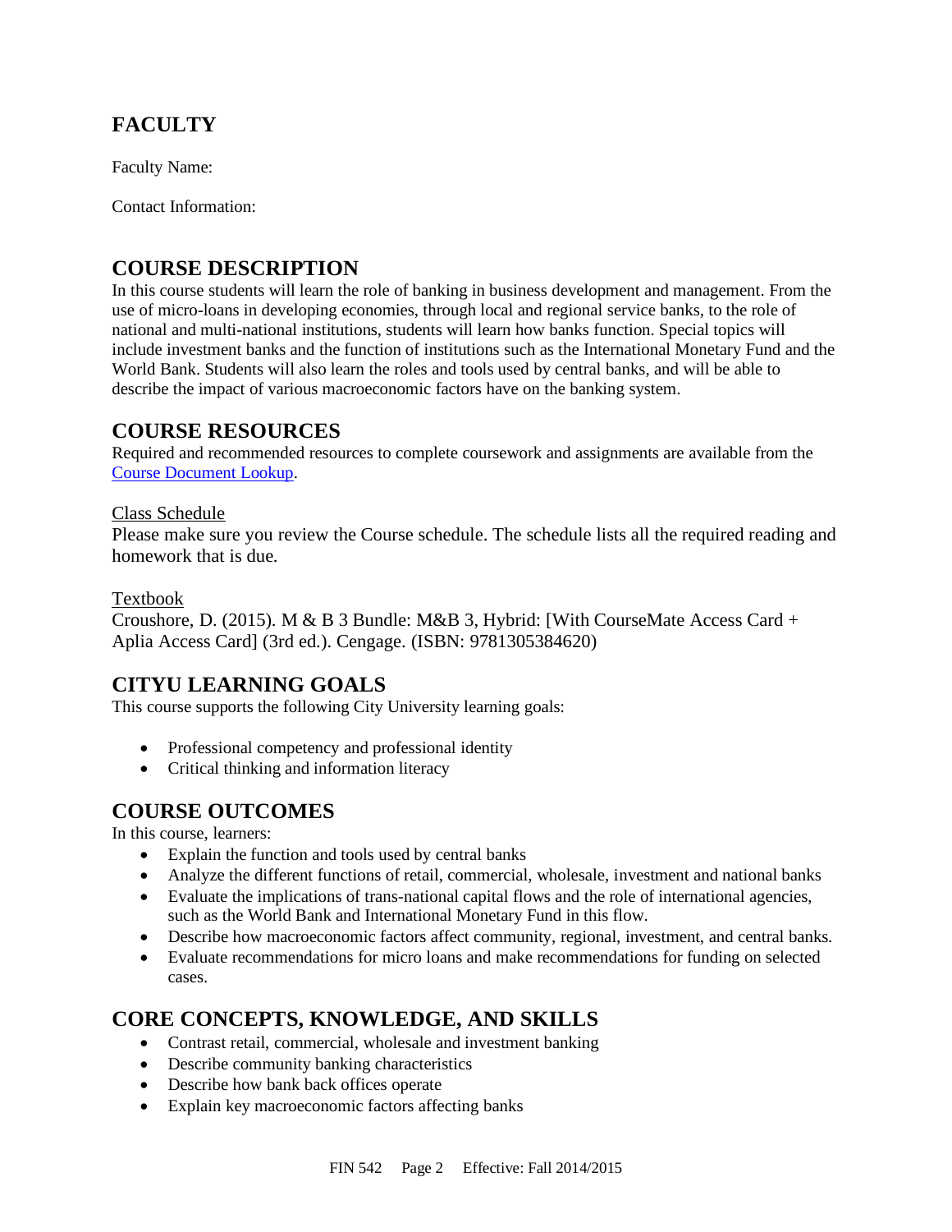## FACULTY

Faculty Name:

Contact Information:

## COURSE DESCRIPTION

In this course students will learn the role of banking in business development and management. From the use of micro-loans in developing economies, through local and regional service banks, to the role of national and multi-national institutions, students will learn how banks function. Special topics will include investment banks and the function of institutions such as the International Monetary Fund and the World Bank. Students will also learn the roles and tools used by central banks, and will be able to describe the impact of various macroeconomic factors have on the banking system.

## COURSE RESOURCES

Required and recommended resources to complete coursework and assignments are available from the Course Document Lookup.

Class Schedule

Please make sure you review the Course schedule. The schedule lists all the required reading and homework that is due.

Textbook

Croushore, D. (2015). M & B 3 Bundle: M&B 3, Hybrid: [With CourseMate Access Card + Aplia Access Card] (3rd ed.). Cengage. (ISBN: 9781305384620)

## CITYU LEARNING GOALS

This course supports the following City University learning goals:

- Professional competency and professional identity
- Critical thinking and information literacy

## COURSE OUTCOMES

In this course, learners:

- Explain the function and tools used by central banks
- Analyze the different functions of retail, commercial, wholesale, investment and national banks
- Evaluate the implications of trans-national capital flows and the role of international agencies, such as the World Bank and International Monetary Fund in this flow.
- Describe how macroeconomic factors affect community, regional, investment, and central banks.
- Evaluate recommendations for micro loans and make recommendations for funding on selected cases.

## CORE CONCEPTS, KNOWLEDGE, AND SKILLS

- Contrast retail, commercial, wholesale and investment banking
- Describe community banking characteristics
- Describe how bank back offices operate
- Explain key macroeconomic factors affecting banks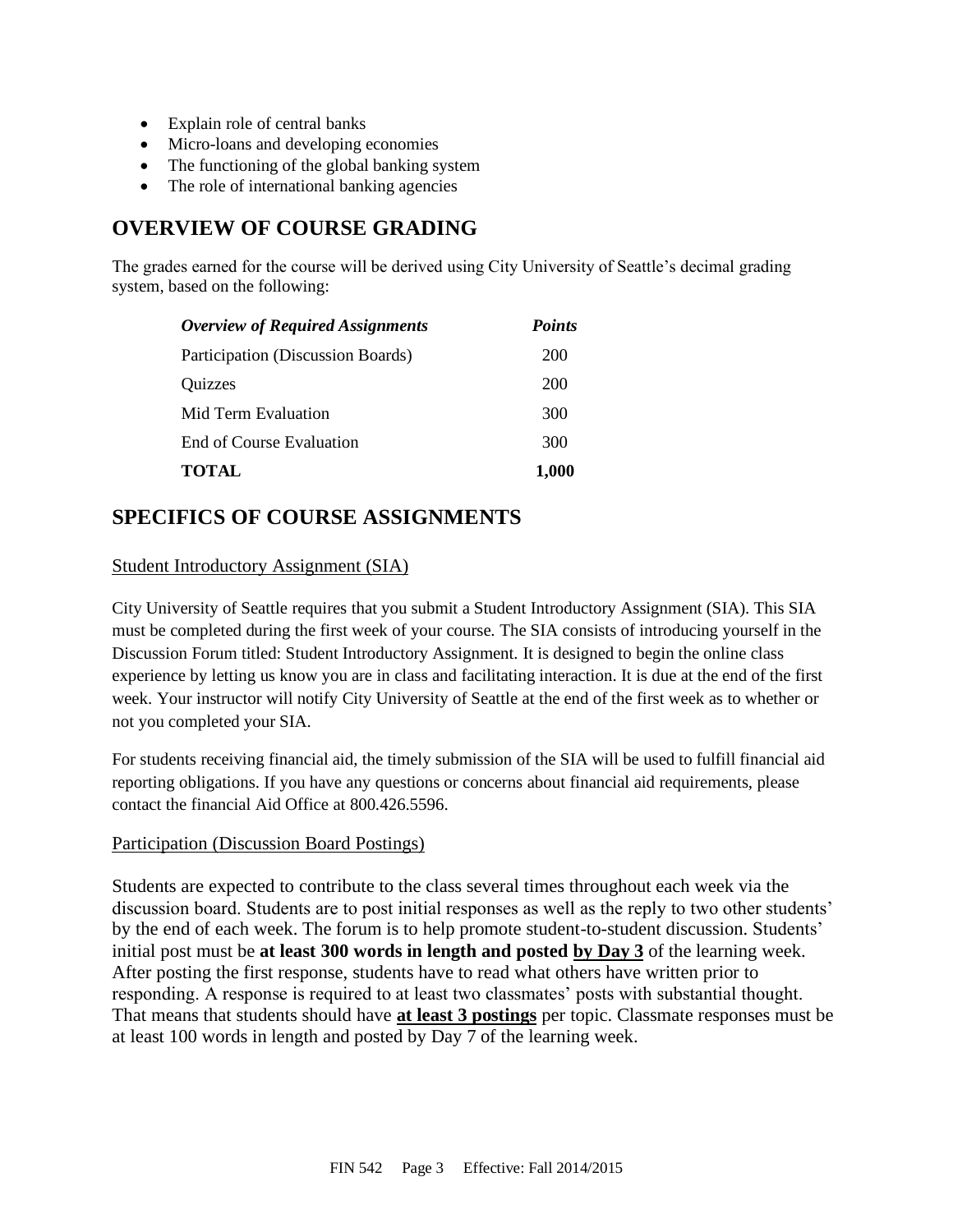- Explain role of central banks
- Micro-loans and developing economies
- The functioning of the global banking system
- The role of international banking agencies

## OVERVIEW OF COURSE GRADING

The grades earned for the course will be derived using City University of Seattle's decimal grading system, based on the following:

| *Overview of Required Assignments* | *Points* |
| --- | --- |
| Participation (Discussion Boards) | 200 |
| Quizzes | 200 |
| Mid Term Evaluation | 300 |
| End of Course Evaluation | 300 |
| **TOTAL** | **1,000** |

## SPECIFICS OF COURSE ASSIGNMENTS

### Student Introductory Assignment (SIA)

City University of Seattle requires that you submit a Student Introductory Assignment (SIA). This SIA must be completed during the first week of your course. The SIA consists of introducing yourself in the Discussion Forum titled: Student Introductory Assignment. It is designed to begin the online class experience by letting us know you are in class and facilitating interaction. It is due at the end of the first week. Your instructor will notify City University of Seattle at the end of the first week as to whether or not you completed your SIA.

For students receiving financial aid, the timely submission of the SIA will be used to fulfill financial aid reporting obligations. If you have any questions or concerns about financial aid requirements, please contact the financial Aid Office at 800.426.5596.

### Participation (Discussion Board Postings)

Students are expected to contribute to the class several times throughout each week via the discussion board. Students are to post initial responses as well as the reply to two other students' by the end of each week. The forum is to help promote student-to-student discussion. Students' initial post must be **at least 300 words in length and posted by Day 3** of the learning week. After posting the first response, students have to read what others have written prior to responding. A response is required to at least two classmates' posts with substantial thought. That means that students should have **at least 3 postings** per topic. Classmate responses must be at least 100 words in length and posted by Day 7 of the learning week.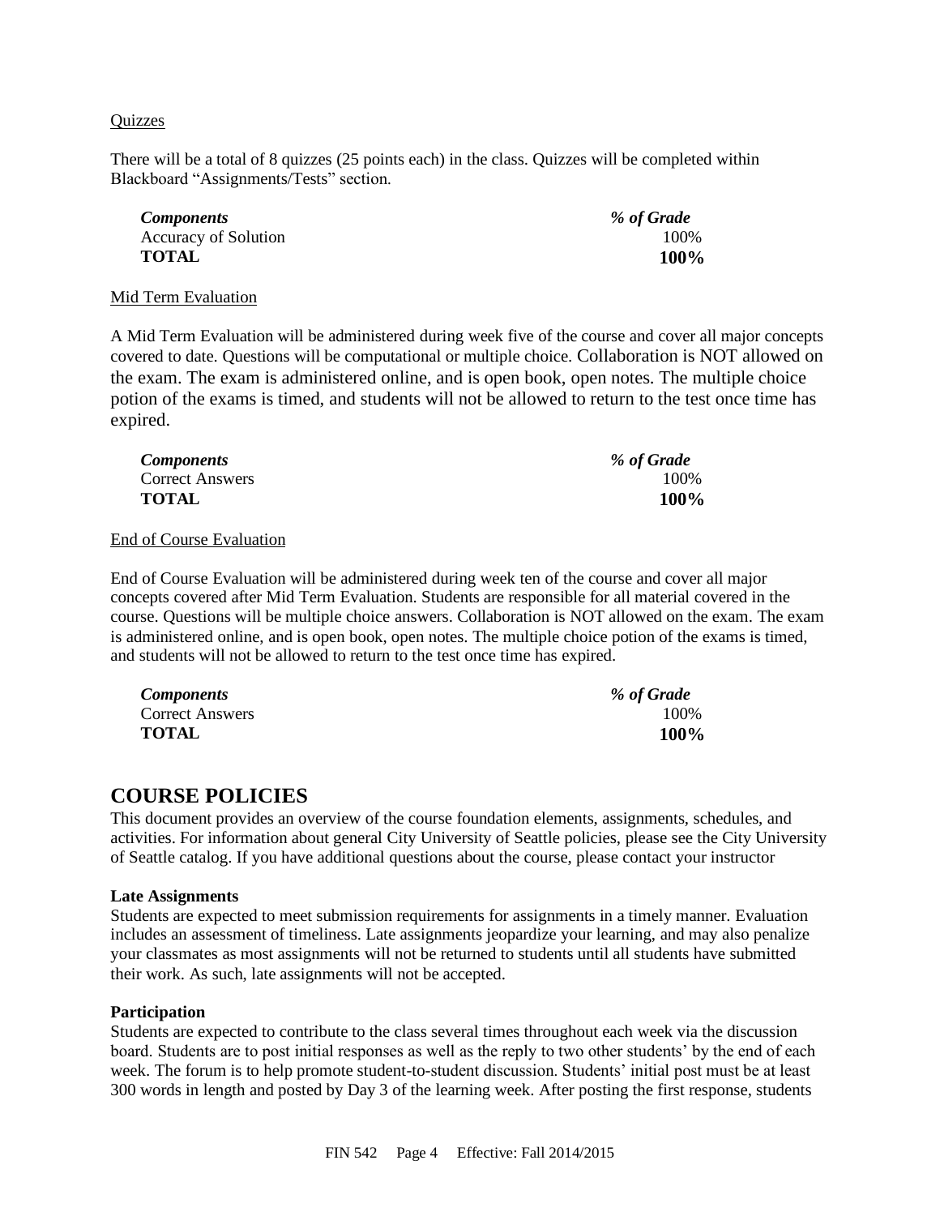Quizzes

There will be a total of 8 quizzes (25 points each) in the class. Quizzes will be completed within Blackboard "Assignments/Tests" section.

| ***Components*** | ***% of Grade*** |
| --- | --- |
| Accuracy of Solution | 100% |
| **TOTAL** | **100%** |

Mid Term Evaluation

A Mid Term Evaluation will be administered during week five of the course and cover all major concepts covered to date. Questions will be computational or multiple choice. Collaboration is NOT allowed on the exam. The exam is administered online, and is open book, open notes. The multiple choice potion of the exams is timed, and students will not be allowed to return to the test once time has expired.

| ***Components*** | ***% of Grade*** |
| --- | --- |
| Correct Answers | 100% |
| **TOTAL** | **100%** |

End of Course Evaluation

End of Course Evaluation will be administered during week ten of the course and cover all major concepts covered after Mid Term Evaluation. Students are responsible for all material covered in the course. Questions will be multiple choice answers. Collaboration is NOT allowed on the exam. The exam is administered online, and is open book, open notes. The multiple choice potion of the exams is timed, and students will not be allowed to return to the test once time has expired.

| ***Components*** | ***% of Grade*** |
| --- | --- |
| Correct Answers | 100% |
| **TOTAL** | **100%** |

## COURSE POLICIES

This document provides an overview of the course foundation elements, assignments, schedules, and activities. For information about general City University of Seattle policies, please see the City University of Seattle catalog. If you have additional questions about the course, please contact your instructor

**Late Assignments**

Students are expected to meet submission requirements for assignments in a timely manner. Evaluation includes an assessment of timeliness. Late assignments jeopardize your learning, and may also penalize your classmates as most assignments will not be returned to students until all students have submitted their work. As such, late assignments will not be accepted.

**Participation**

Students are expected to contribute to the class several times throughout each week via the discussion board. Students are to post initial responses as well as the reply to two other students' by the end of each week. The forum is to help promote student-to-student discussion. Students' initial post must be at least 300 words in length and posted by Day 3 of the learning week. After posting the first response, students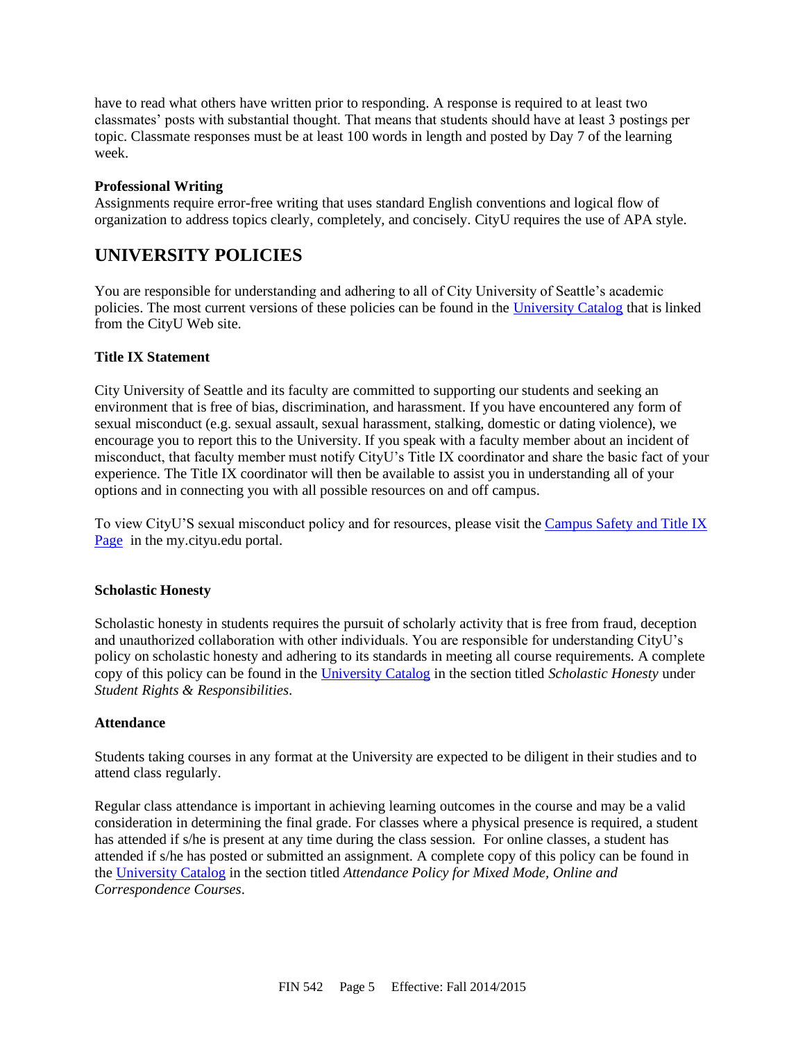have to read what others have written prior to responding. A response is required to at least two classmates' posts with substantial thought. That means that students should have at least 3 postings per topic. Classmate responses must be at least 100 words in length and posted by Day 7 of the learning week.

**Professional Writing**

Assignments require error-free writing that uses standard English conventions and logical flow of organization to address topics clearly, completely, and concisely. CityU requires the use of APA style.

## UNIVERSITY POLICIES

You are responsible for understanding and adhering to all of City University of Seattle's academic policies. The most current versions of these policies can be found in the University Catalog that is linked from the CityU Web site.

**Title IX Statement**

City University of Seattle and its faculty are committed to supporting our students and seeking an environment that is free of bias, discrimination, and harassment. If you have encountered any form of sexual misconduct (e.g. sexual assault, sexual harassment, stalking, domestic or dating violence), we encourage you to report this to the University. If you speak with a faculty member about an incident of misconduct, that faculty member must notify CityU's Title IX coordinator and share the basic fact of your experience. The Title IX coordinator will then be available to assist you in understanding all of your options and in connecting you with all possible resources on and off campus.

To view CityU'S sexual misconduct policy and for resources, please visit the Campus Safety and Title IX Page in the my.cityu.edu portal.

**Scholastic Honesty**

Scholastic honesty in students requires the pursuit of scholarly activity that is free from fraud, deception and unauthorized collaboration with other individuals. You are responsible for understanding CityU's policy on scholastic honesty and adhering to its standards in meeting all course requirements. A complete copy of this policy can be found in the University Catalog in the section titled *Scholastic Honesty* under *Student Rights & Responsibilities*.

**Attendance**

Students taking courses in any format at the University are expected to be diligent in their studies and to attend class regularly.

Regular class attendance is important in achieving learning outcomes in the course and may be a valid consideration in determining the final grade. For classes where a physical presence is required, a student has attended if s/he is present at any time during the class session. For online classes, a student has attended if s/he has posted or submitted an assignment. A complete copy of this policy can be found in the University Catalog in the section titled *Attendance Policy for Mixed Mode, Online and Correspondence Courses*.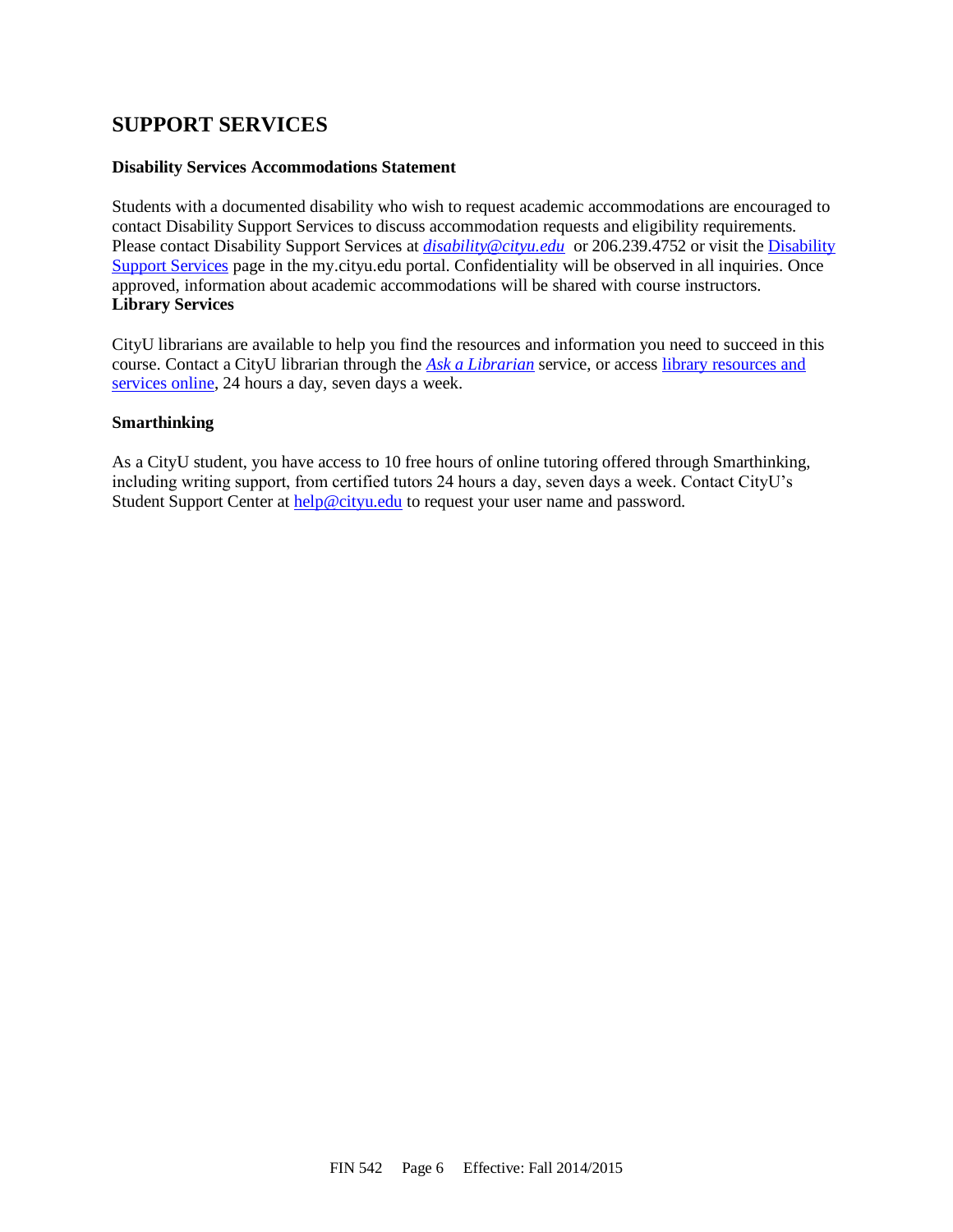## SUPPORT SERVICES

### Disability Services Accommodations Statement

Students with a documented disability who wish to request academic accommodations are encouraged to contact Disability Support Services to discuss accommodation requests and eligibility requirements. Please contact Disability Support Services at *disability@cityu.edu* or 206.239.4752 or visit the Disability Support Services page in the my.cityu.edu portal. Confidentiality will be observed in all inquiries. Once approved, information about academic accommodations will be shared with course instructors.

### Library Services

CityU librarians are available to help you find the resources and information you need to succeed in this course. Contact a CityU librarian through the *Ask a Librarian* service, or access library resources and services online, 24 hours a day, seven days a week.

### Smarthinking

As a CityU student, you have access to 10 free hours of online tutoring offered through Smarthinking, including writing support, from certified tutors 24 hours a day, seven days a week. Contact CityU's Student Support Center at help@cityu.edu to request your user name and password.